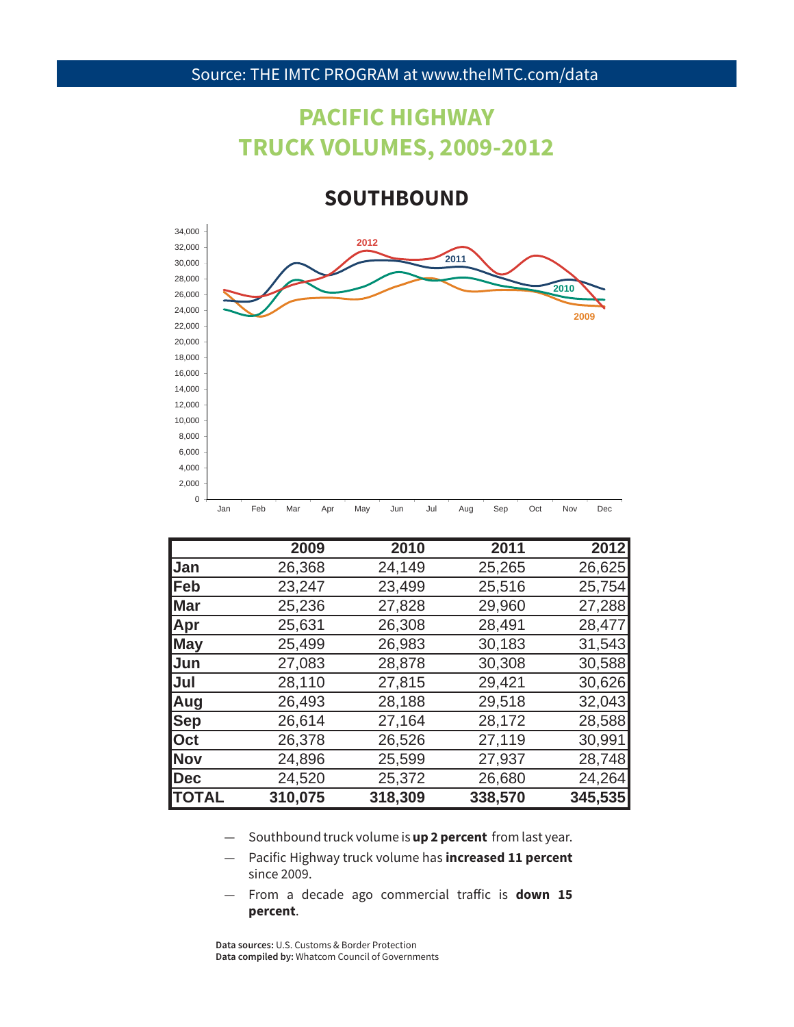Source: THE IMTC PROGRAM at www.theIMTC.com/data

# PACIFIC HIGHWAY TRUCK VOLUMES, 2009-2012

## SOUTHBOUND

| | 2009 | 2010 | 2011 | 2012 |
|---|---|---|---|---|
| Jan | 26,368 | 24,149 | 25,265 | 26,625 |
| Feb | 23,247 | 23,499 | 25,516 | 25,754 |
| Mar | 25,236 | 27,828 | 29,960 | 27,288 |
| Apr | 25,631 | 26,308 | 28,491 | 28,477 |
| May | 25,499 | 26,983 | 30,183 | 31,543 |
| Jun | 27,083 | 28,878 | 30,308 | 30,588 |
| Jul | 28,110 | 27,815 | 29,421 | 30,626 |
| Aug | 26,493 | 28,188 | 29,518 | 32,043 |
| Sep | 26,614 | 27,164 | 28,172 | 28,588 |
| Oct | 26,378 | 26,526 | 27,119 | 30,991 |
| Nov | 24,896 | 25,599 | 27,937 | 28,748 |
| Dec | 24,520 | 25,372 | 26,680 | 24,264 |
| **TOTAL** | **310,075** | **318,309** | **338,570** | **345,535** |

- Southbound truck volume is **up 2 percent** from last year.
- Pacific Highway truck volume has **increased 11 percent** since 2009.
- From a decade ago commercial traffic is **down 15 percent**.

**Data sources:** U.S. Customs & Border Protection
**Data compiled by:** Whatcom Council of Governments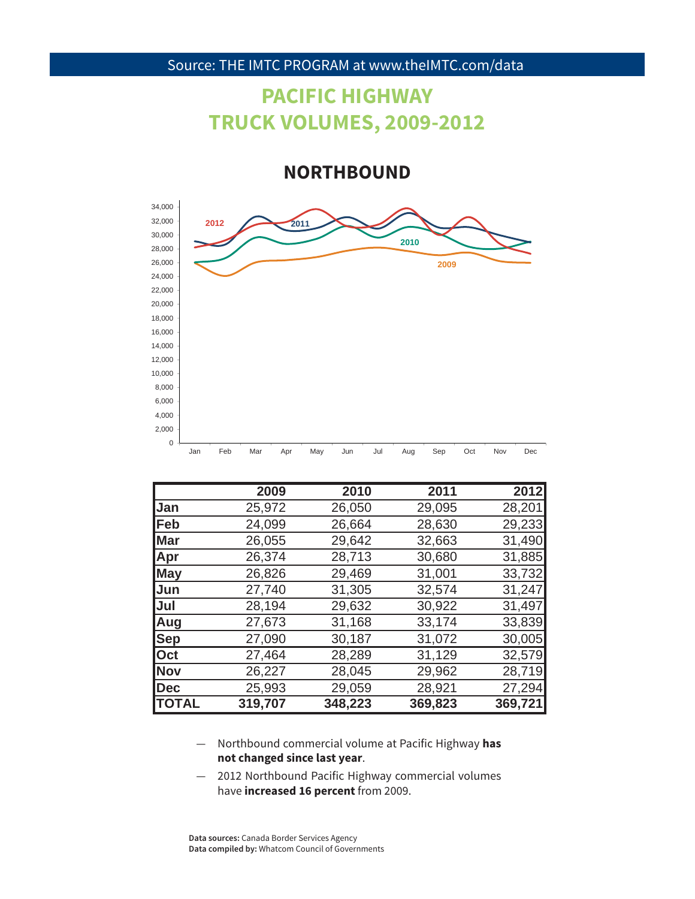Source: THE IMTC PROGRAM at www.theIMTC.com/data

# PACIFIC HIGHWAY TRUCK VOLUMES, 2009-2012

## NORTHBOUND

| | 2009 | 2010 | 2011 | 2012 |
|---|---|---|---|---|
| Jan | 25,972 | 26,050 | 29,095 | 28,201 |
| Feb | 24,099 | 26,664 | 28,630 | 29,233 |
| Mar | 26,055 | 29,642 | 32,663 | 31,490 |
| Apr | 26,374 | 28,713 | 30,680 | 31,885 |
| May | 26,826 | 29,469 | 31,001 | 33,732 |
| Jun | 27,740 | 31,305 | 32,574 | 31,247 |
| Jul | 28,194 | 29,632 | 30,922 | 31,497 |
| Aug | 27,673 | 31,168 | 33,174 | 33,839 |
| Sep | 27,090 | 30,187 | 31,072 | 30,005 |
| Oct | 27,464 | 28,289 | 31,129 | 32,579 |
| Nov | 26,227 | 28,045 | 29,962 | 28,719 |
| Dec | 25,993 | 29,059 | 28,921 | 27,294 |
| **TOTAL** | **319,707** | **348,223** | **369,823** | **369,721** |

— Northbound commercial volume at Pacific Highway **has not changed since last year**.

— 2012 Northbound Pacific Highway commercial volumes have **increased 16 percent** from 2009.

**Data sources:** Canada Border Services Agency
**Data compiled by:** Whatcom Council of Governments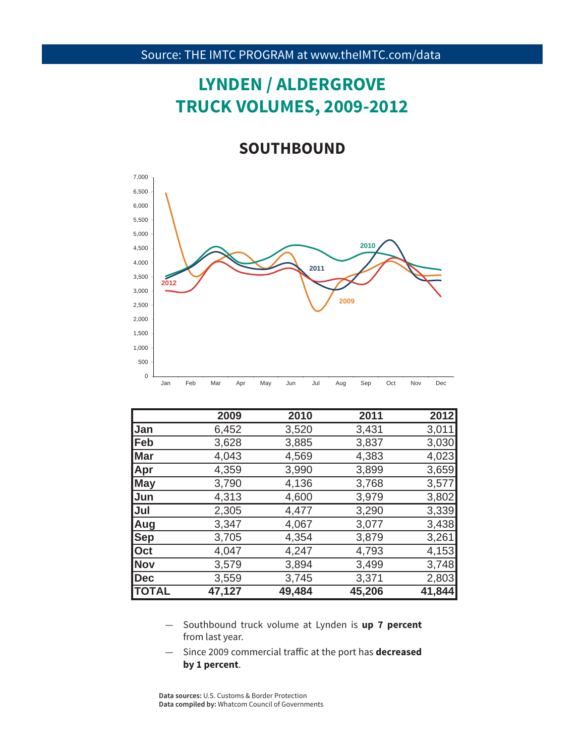Source: THE IMTC PROGRAM at www.theIMTC.com/data

# LYNDEN / ALDERGROVE TRUCK VOLUMES, 2009-2012

## SOUTHBOUND

| | 2009 | 2010 | 2011 | 2012 |
|---|---|---|---|---|
| Jan | 6,452 | 3,520 | 3,431 | 3,011 |
| Feb | 3,628 | 3,885 | 3,837 | 3,030 |
| Mar | 4,043 | 4,569 | 4,383 | 4,023 |
| Apr | 4,359 | 3,990 | 3,899 | 3,659 |
| May | 3,790 | 4,136 | 3,768 | 3,577 |
| Jun | 4,313 | 4,600 | 3,979 | 3,802 |
| Jul | 2,305 | 4,477 | 3,290 | 3,339 |
| Aug | 3,347 | 4,067 | 3,077 | 3,438 |
| Sep | 3,705 | 4,354 | 3,879 | 3,261 |
| Oct | 4,047 | 4,247 | 4,793 | 4,153 |
| Nov | 3,579 | 3,894 | 3,499 | 3,748 |
| Dec | 3,559 | 3,745 | 3,371 | 2,803 |
| **TOTAL** | **47,127** | **49,484** | **45,206** | **41,844** |

- Southbound truck volume at Lynden is **up 7 percent** from last year.
- Since 2009 commercial traffic at the port has **decreased by 1 percent**.

**Data sources:** U.S. Customs & Border Protection
**Data compiled by:** Whatcom Council of Governments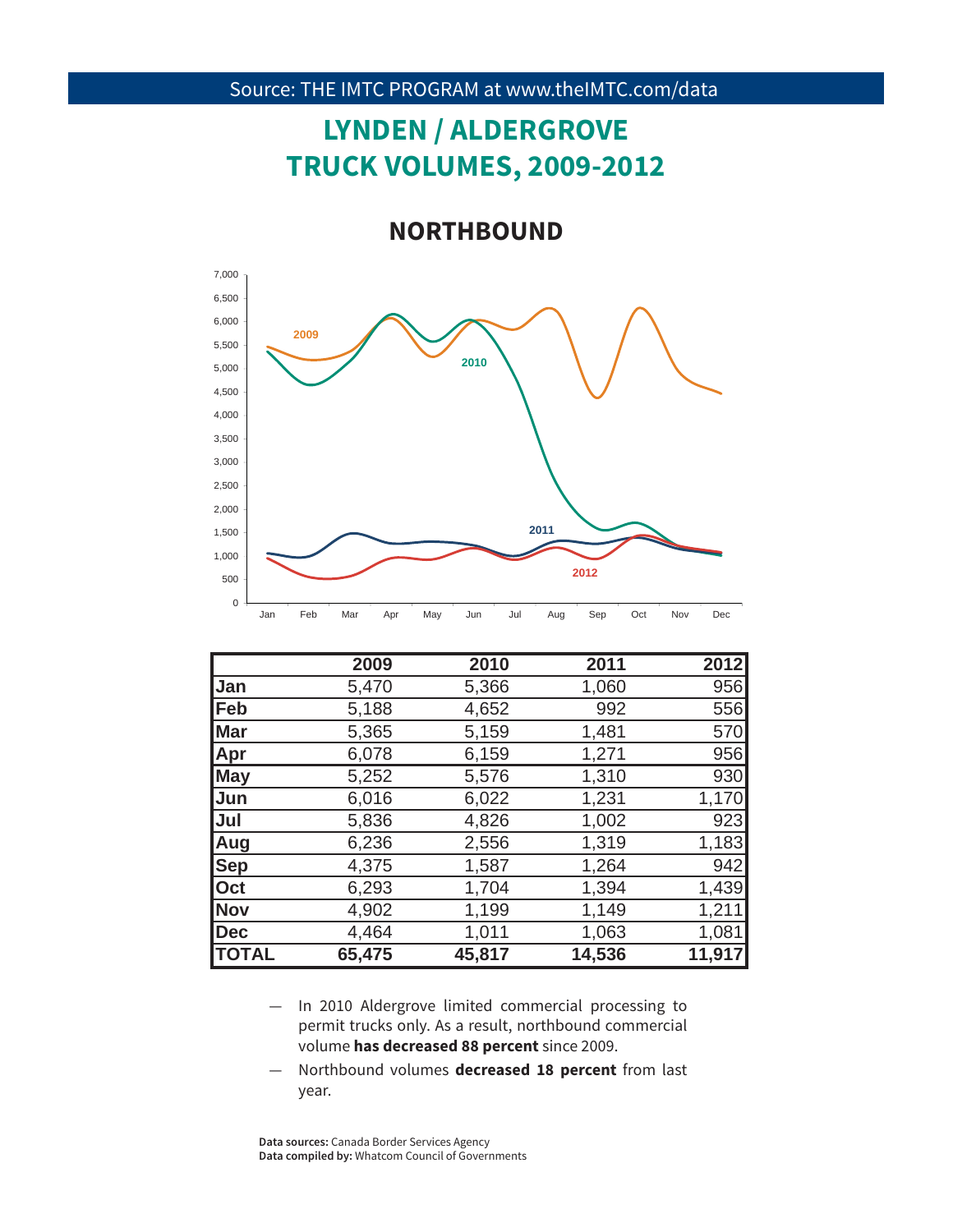Source: THE IMTC PROGRAM at www.theIMTC.com/data

# LYNDEN / ALDERGROVE TRUCK VOLUMES, 2009-2012

## NORTHBOUND

|  | 2009 | 2010 | 2011 | 2012 |
|---|---|---|---|---|
| Jan | 5,470 | 5,366 | 1,060 | 956 |
| Feb | 5,188 | 4,652 | 992 | 556 |
| Mar | 5,365 | 5,159 | 1,481 | 570 |
| Apr | 6,078 | 6,159 | 1,271 | 956 |
| May | 5,252 | 5,576 | 1,310 | 930 |
| Jun | 6,016 | 6,022 | 1,231 | 1,170 |
| Jul | 5,836 | 4,826 | 1,002 | 923 |
| Aug | 6,236 | 2,556 | 1,319 | 1,183 |
| Sep | 4,375 | 1,587 | 1,264 | 942 |
| Oct | 6,293 | 1,704 | 1,394 | 1,439 |
| Nov | 4,902 | 1,199 | 1,149 | 1,211 |
| Dec | 4,464 | 1,011 | 1,063 | 1,081 |
| **TOTAL** | **65,475** | **45,817** | **14,536** | **11,917** |

- In 2010 Aldergrove limited commercial processing to permit trucks only. As a result, northbound commercial volume **has decreased 88 percent** since 2009.
- Northbound volumes **decreased 18 percent** from last year.

**Data sources:** Canada Border Services Agency
**Data compiled by:** Whatcom Council of Governments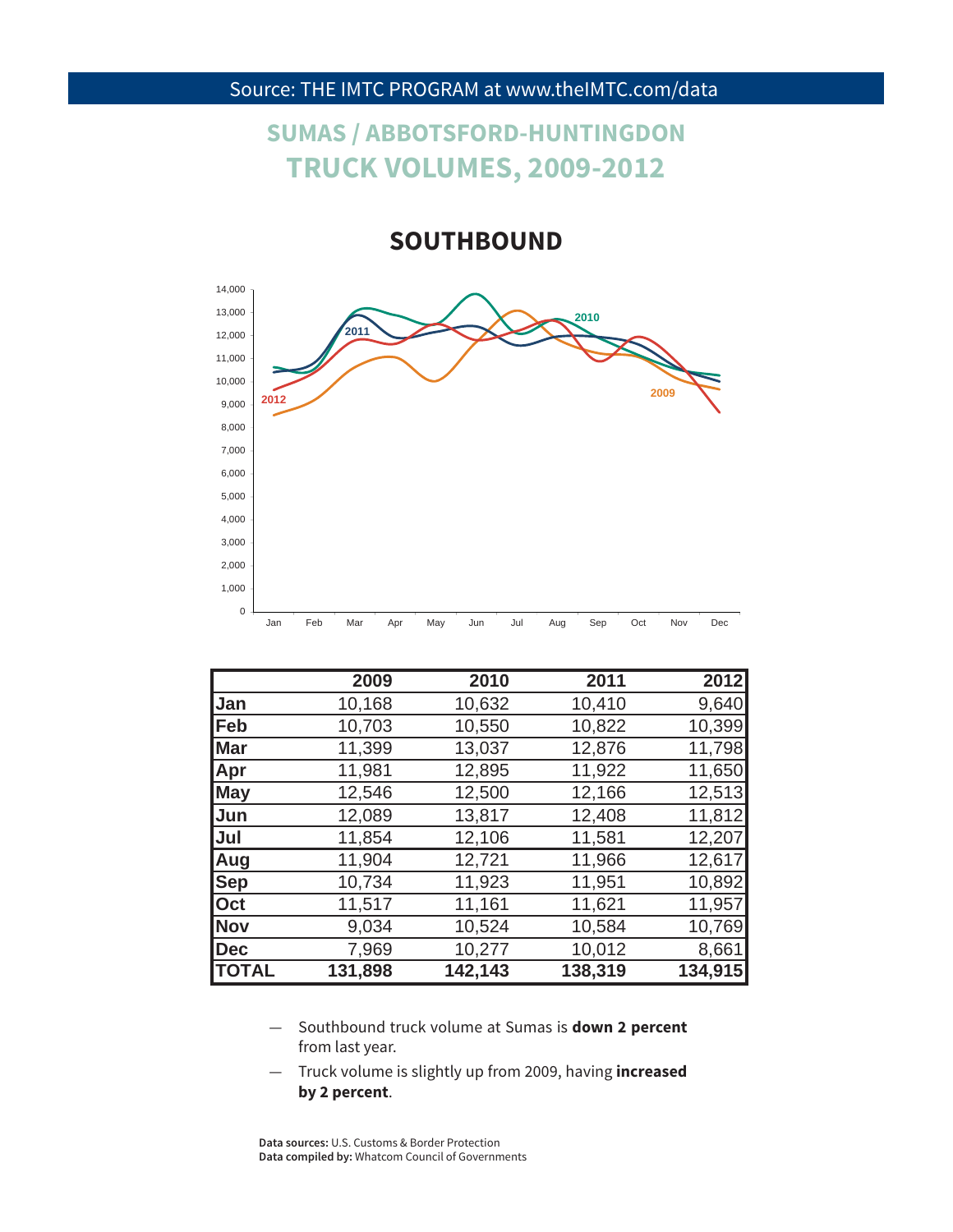Source: THE IMTC PROGRAM at www.theIMTC.com/data

# SUMAS / ABBOTSFORD-HUNTINGDON
# TRUCK VOLUMES, 2009-2012

## SOUTHBOUND

| | 2009 | 2010 | 2011 | 2012 |
|---|---|---|---|---|
| Jan | 10,168 | 10,632 | 10,410 | 9,640 |
| Feb | 10,703 | 10,550 | 10,822 | 10,399 |
| Mar | 11,399 | 13,037 | 12,876 | 11,798 |
| Apr | 11,981 | 12,895 | 11,922 | 11,650 |
| May | 12,546 | 12,500 | 12,166 | 12,513 |
| Jun | 12,089 | 13,817 | 12,408 | 11,812 |
| Jul | 11,854 | 12,106 | 11,581 | 12,207 |
| Aug | 11,904 | 12,721 | 11,966 | 12,617 |
| Sep | 10,734 | 11,923 | 11,951 | 10,892 |
| Oct | 11,517 | 11,161 | 11,621 | 11,957 |
| Nov | 9,034 | 10,524 | 10,584 | 10,769 |
| Dec | 7,969 | 10,277 | 10,012 | 8,661 |
| **TOTAL** | **131,898** | **142,143** | **138,319** | **134,915** |

— Southbound truck volume at Sumas is **down 2 percent** from last year.

— Truck volume is slightly up from 2009, having **increased by 2 percent**.

**Data sources:** U.S. Customs & Border Protection
**Data compiled by:** Whatcom Council of Governments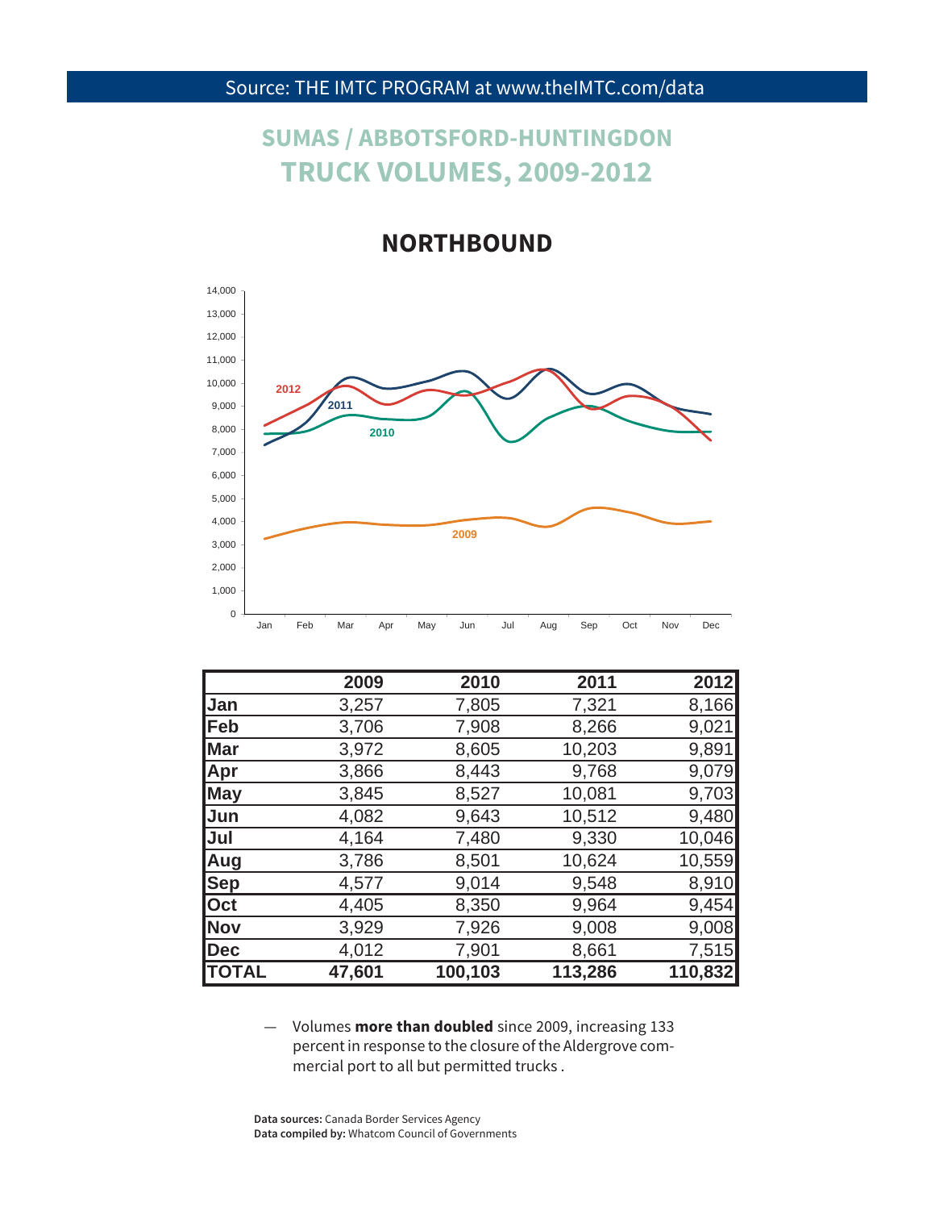Source: THE IMTC PROGRAM at www.theIMTC.com/data

# SUMAS / ABBOTSFORD-HUNTINGDON TRUCK VOLUMES, 2009-2012

## NORTHBOUND

14,000
13,000
12,000
11,000
10,000
9,000
8,000
7,000
6,000
5,000
4,000
3,000
2,000
1,000
0

Jan Feb Mar Apr May Jun Jul Aug Sep Oct Nov Dec

2012
2011
2010
2009

| | 2009 | 2010 | 2011 | 2012 |
|---|---|---|---|---|
| Jan | 3,257 | 7,805 | 7,321 | 8,166 |
| Feb | 3,706 | 7,908 | 8,266 | 9,021 |
| Mar | 3,972 | 8,605 | 10,203 | 9,891 |
| Apr | 3,866 | 8,443 | 9,768 | 9,079 |
| May | 3,845 | 8,527 | 10,081 | 9,703 |
| Jun | 4,082 | 9,643 | 10,512 | 9,480 |
| Jul | 4,164 | 7,480 | 9,330 | 10,046 |
| Aug | 3,786 | 8,501 | 10,624 | 10,559 |
| Sep | 4,577 | 9,014 | 9,548 | 8,910 |
| Oct | 4,405 | 8,350 | 9,964 | 9,454 |
| Nov | 3,929 | 7,926 | 9,008 | 9,008 |
| Dec | 4,012 | 7,901 | 8,661 | 7,515 |
| **TOTAL** | **47,601** | **100,103** | **113,286** | **110,832** |

— Volumes **more than doubled** since 2009, increasing 133 percent in response to the closure of the Aldergrove commercial port to all but permitted trucks .

**Data sources:** Canada Border Services Agency
**Data compiled by:** Whatcom Council of Governments